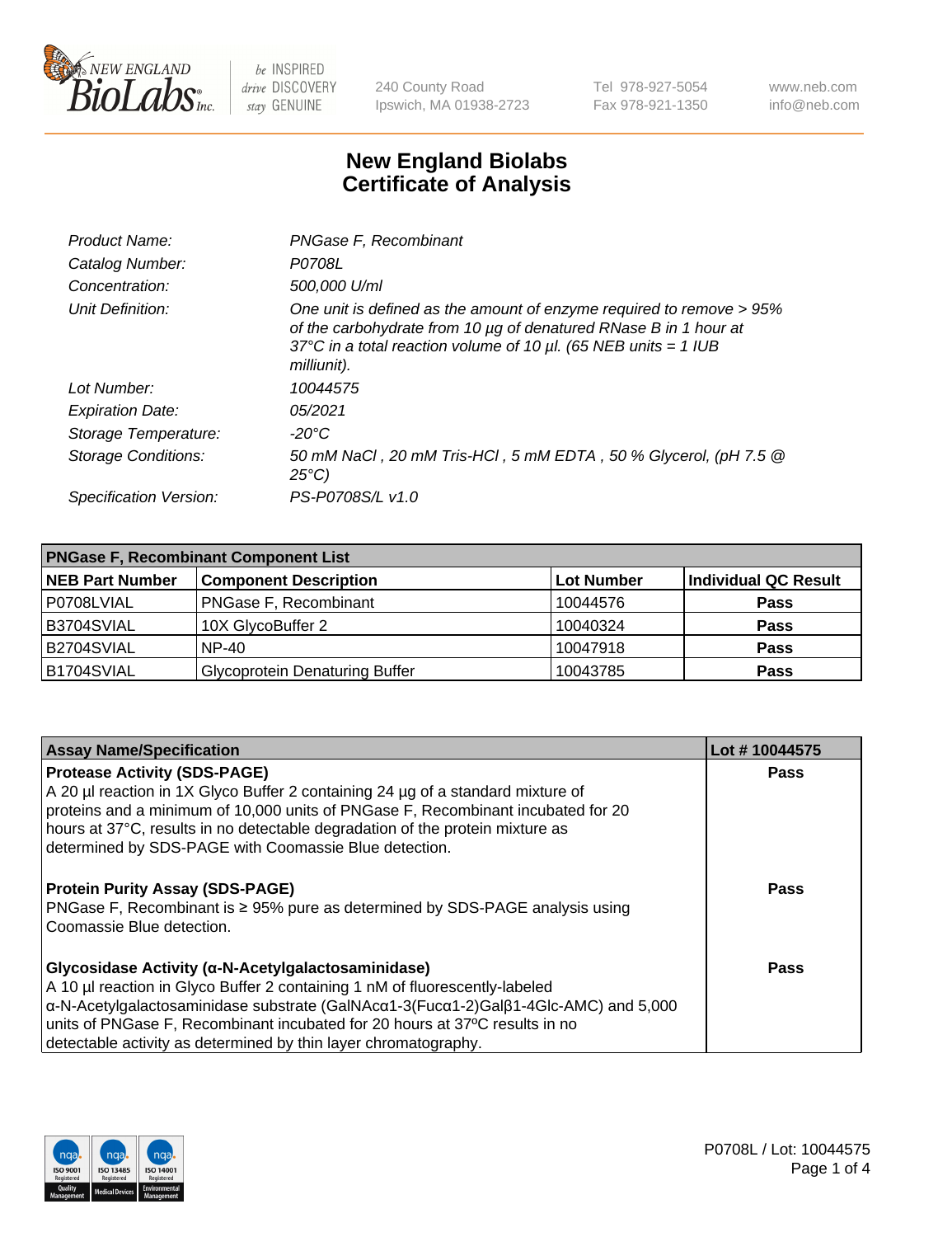240 County Road
Ipswich, MA 01938-2723

Tel 978-927-5054
Fax 978-921-1350

www.neb.com
info@neb.com

# New England Biolabs
# Certificate of Analysis

| | |
|---|---|
| *Product Name:* | *PNGase F, Recombinant* |
| *Catalog Number:* | *P0708L* |
| *Concentration:* | *500,000 U/ml* |
| *Unit Definition:* | *One unit is defined as the amount of enzyme required to remove > 95% of the carbohydrate from 10 µg of denatured RNase B in 1 hour at 37°C in a total reaction volume of 10 µl. (65 NEB units = 1 IUB milliunit).* |
| *Lot Number:* | *10044575* |
| *Expiration Date:* | *05/2021* |
| *Storage Temperature:* | *-20°C* |
| *Storage Conditions:* | *50 mM NaCl , 20 mM Tris-HCl , 5 mM EDTA , 50 % Glycerol, (pH 7.5 @ 25°C)* |
| *Specification Version:* | *PS-P0708S/L v1.0* |

| PNGase F, Recombinant Component List | | | |
|---|---|---|---|
| **NEB Part Number** | **Component Description** | **Lot Number** | **Individual QC Result** |
| P0708LVIAL | PNGase F, Recombinant | 10044576 | **Pass** |
| B3704SVIAL | 10X GlycoBuffer 2 | 10040324 | **Pass** |
| B2704SVIAL | NP-40 | 10047918 | **Pass** |
| B1704SVIAL | Glycoprotein Denaturing Buffer | 10043785 | **Pass** |

| Assay Name/Specification | Lot # 10044575 |
|---|---|
| **Protease Activity (SDS-PAGE)** A 20 µl reaction in 1X Glyco Buffer 2 containing 24 µg of a standard mixture of proteins and a minimum of 10,000 units of PNGase F, Recombinant incubated for 20 hours at 37°C, results in no detectable degradation of the protein mixture as determined by SDS-PAGE with Coomassie Blue detection. | **Pass** |
| **Protein Purity Assay (SDS-PAGE)** PNGase F, Recombinant is ≥ 95% pure as determined by SDS-PAGE analysis using Coomassie Blue detection. | **Pass** |
| **Glycosidase Activity (α-N-Acetylgalactosaminidase)** A 10 µl reaction in Glyco Buffer 2 containing 1 nM of fluorescently-labeled α-N-Acetylgalactosaminidase substrate (GalNAcα1-3(Fucα1-2)Galβ1-4Glc-AMC) and 5,000 units of PNGase F, Recombinant incubated for 20 hours at 37ºC results in no detectable activity as determined by thin layer chromatography. | **Pass** |

P0708L / Lot: 10044575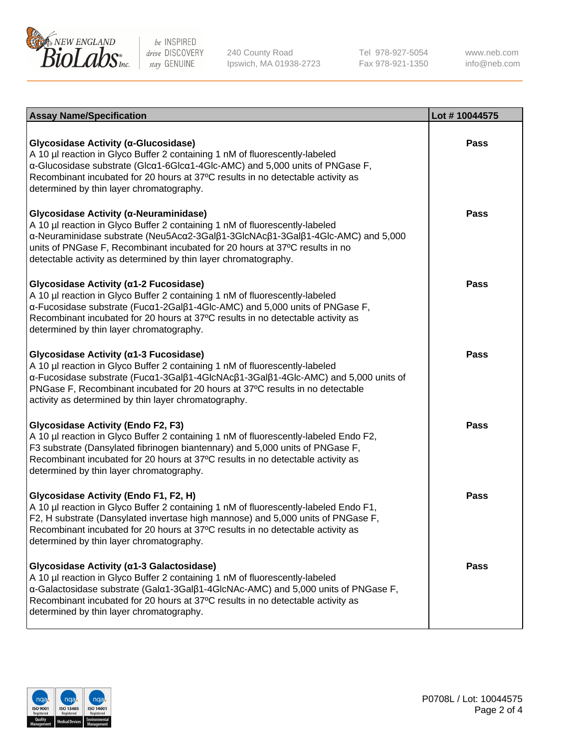| Assay Name/Specification | Lot # 10044575 |
|---|---|
| **Glycosidase Activity (α-Glucosidase)**<br>A 10 µl reaction in Glyco Buffer 2 containing 1 nM of fluorescently-labeled α-Glucosidase substrate (Glcα1-6Glcα1-4Glc-AMC) and 5,000 units of PNGase F, Recombinant incubated for 20 hours at 37ºC results in no detectable activity as determined by thin layer chromatography. | **Pass** |
| **Glycosidase Activity (α-Neuraminidase)**<br>A 10 µl reaction in Glyco Buffer 2 containing 1 nM of fluorescently-labeled α-Neuraminidase substrate (Neu5Acα2-3Galβ1-3GlcNAcβ1-3Galβ1-4Glc-AMC) and 5,000 units of PNGase F, Recombinant incubated for 20 hours at 37ºC results in no detectable activity as determined by thin layer chromatography. | **Pass** |
| **Glycosidase Activity (α1-2 Fucosidase)**<br>A 10 µl reaction in Glyco Buffer 2 containing 1 nM of fluorescently-labeled α-Fucosidase substrate (Fucα1-2Galβ1-4Glc-AMC) and 5,000 units of PNGase F, Recombinant incubated for 20 hours at 37ºC results in no detectable activity as determined by thin layer chromatography. | **Pass** |
| **Glycosidase Activity (α1-3 Fucosidase)**<br>A 10 µl reaction in Glyco Buffer 2 containing 1 nM of fluorescently-labeled α-Fucosidase substrate (Fucα1-3Galβ1-4GlcNAcβ1-3Galβ1-4Glc-AMC) and 5,000 units of PNGase F, Recombinant incubated for 20 hours at 37ºC results in no detectable activity as determined by thin layer chromatography. | **Pass** |
| **Glycosidase Activity (Endo F2, F3)**<br>A 10 µl reaction in Glyco Buffer 2 containing 1 nM of fluorescently-labeled Endo F2, F3 substrate (Dansylated fibrinogen biantennary) and 5,000 units of PNGase F, Recombinant incubated for 20 hours at 37ºC results in no detectable activity as determined by thin layer chromatography. | **Pass** |
| **Glycosidase Activity (Endo F1, F2, H)**<br>A 10 µl reaction in Glyco Buffer 2 containing 1 nM of fluorescently-labeled Endo F1, F2, H substrate (Dansylated invertase high mannose) and 5,000 units of PNGase F, Recombinant incubated for 20 hours at 37ºC results in no detectable activity as determined by thin layer chromatography. | **Pass** |
| **Glycosidase Activity (α1-3 Galactosidase)**<br>A 10 µl reaction in Glyco Buffer 2 containing 1 nM of fluorescently-labeled α-Galactosidase substrate (Galα1-3Galβ1-4GlcNAc-AMC) and 5,000 units of PNGase F, Recombinant incubated for 20 hours at 37ºC results in no detectable activity as determined by thin layer chromatography. | **Pass** |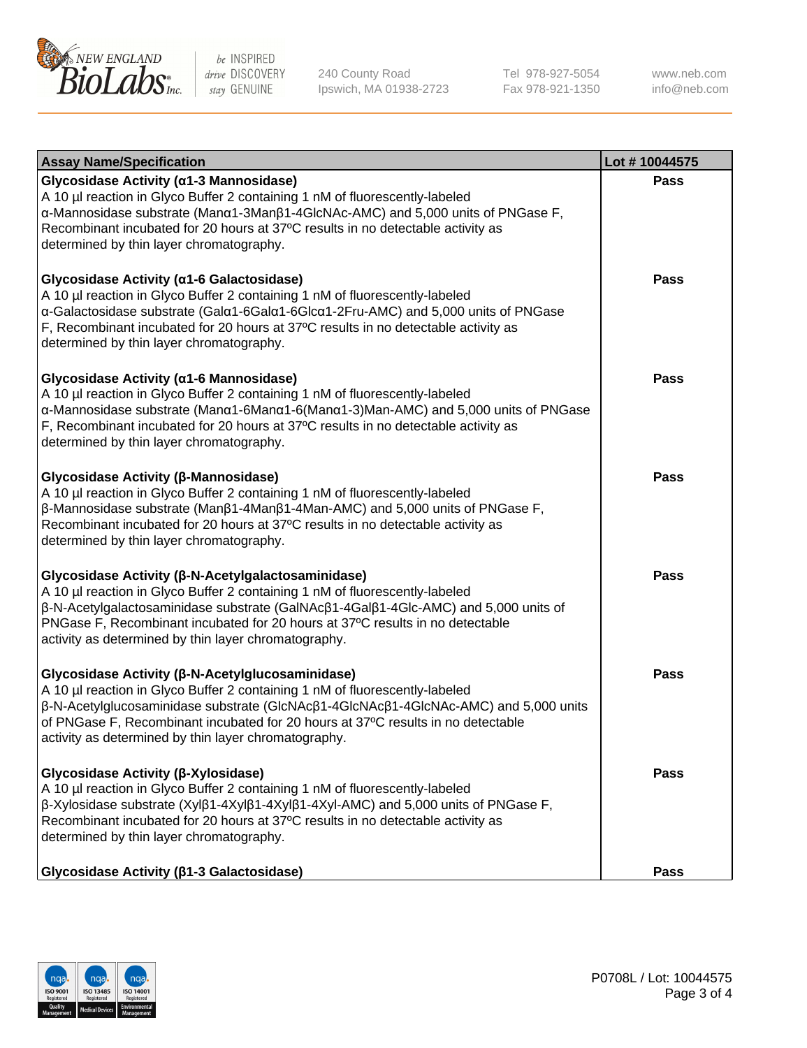| Assay Name/Specification | Lot # 10044575 |
| --- | --- |
| **Glycosidase Activity (α1-3 Mannosidase)**<br>A 10 µl reaction in Glyco Buffer 2 containing 1 nM of fluorescently-labeled α-Mannosidase substrate (Manα1-3Manβ1-4GlcNAc-AMC) and 5,000 units of PNGase F, Recombinant incubated for 20 hours at 37ºC results in no detectable activity as determined by thin layer chromatography. | **Pass** |
| **Glycosidase Activity (α1-6 Galactosidase)**<br>A 10 µl reaction in Glyco Buffer 2 containing 1 nM of fluorescently-labeled α-Galactosidase substrate (Galα1-6Galα1-6Glcα1-2Fru-AMC) and 5,000 units of PNGase F, Recombinant incubated for 20 hours at 37ºC results in no detectable activity as determined by thin layer chromatography. | **Pass** |
| **Glycosidase Activity (α1-6 Mannosidase)**<br>A 10 µl reaction in Glyco Buffer 2 containing 1 nM of fluorescently-labeled α-Mannosidase substrate (Manα1-6Manα1-6(Manα1-3)Man-AMC) and 5,000 units of PNGase F, Recombinant incubated for 20 hours at 37ºC results in no detectable activity as determined by thin layer chromatography. | **Pass** |
| **Glycosidase Activity (β-Mannosidase)**<br>A 10 µl reaction in Glyco Buffer 2 containing 1 nM of fluorescently-labeled β-Mannosidase substrate (Manβ1-4Manβ1-4Man-AMC) and 5,000 units of PNGase F, Recombinant incubated for 20 hours at 37ºC results in no detectable activity as determined by thin layer chromatography. | **Pass** |
| **Glycosidase Activity (β-N-Acetylgalactosaminidase)**<br>A 10 µl reaction in Glyco Buffer 2 containing 1 nM of fluorescently-labeled β-N-Acetylgalactosaminidase substrate (GalNAcβ1-4Galβ1-4Glc-AMC) and 5,000 units of PNGase F, Recombinant incubated for 20 hours at 37ºC results in no detectable activity as determined by thin layer chromatography. | **Pass** |
| **Glycosidase Activity (β-N-Acetylglucosaminidase)**<br>A 10 µl reaction in Glyco Buffer 2 containing 1 nM of fluorescently-labeled β-N-Acetylglucosaminidase substrate (GlcNAcβ1-4GlcNAcβ1-4GlcNAc-AMC) and 5,000 units of PNGase F, Recombinant incubated for 20 hours at 37ºC results in no detectable activity as determined by thin layer chromatography. | **Pass** |
| **Glycosidase Activity (β-Xylosidase)**<br>A 10 µl reaction in Glyco Buffer 2 containing 1 nM of fluorescently-labeled β-Xylosidase substrate (Xylβ1-4Xylβ1-4Xylβ1-4Xyl-AMC) and 5,000 units of PNGase F, Recombinant incubated for 20 hours at 37ºC results in no detectable activity as determined by thin layer chromatography. | **Pass** |
| **Glycosidase Activity (β1-3 Galactosidase)** | **Pass** |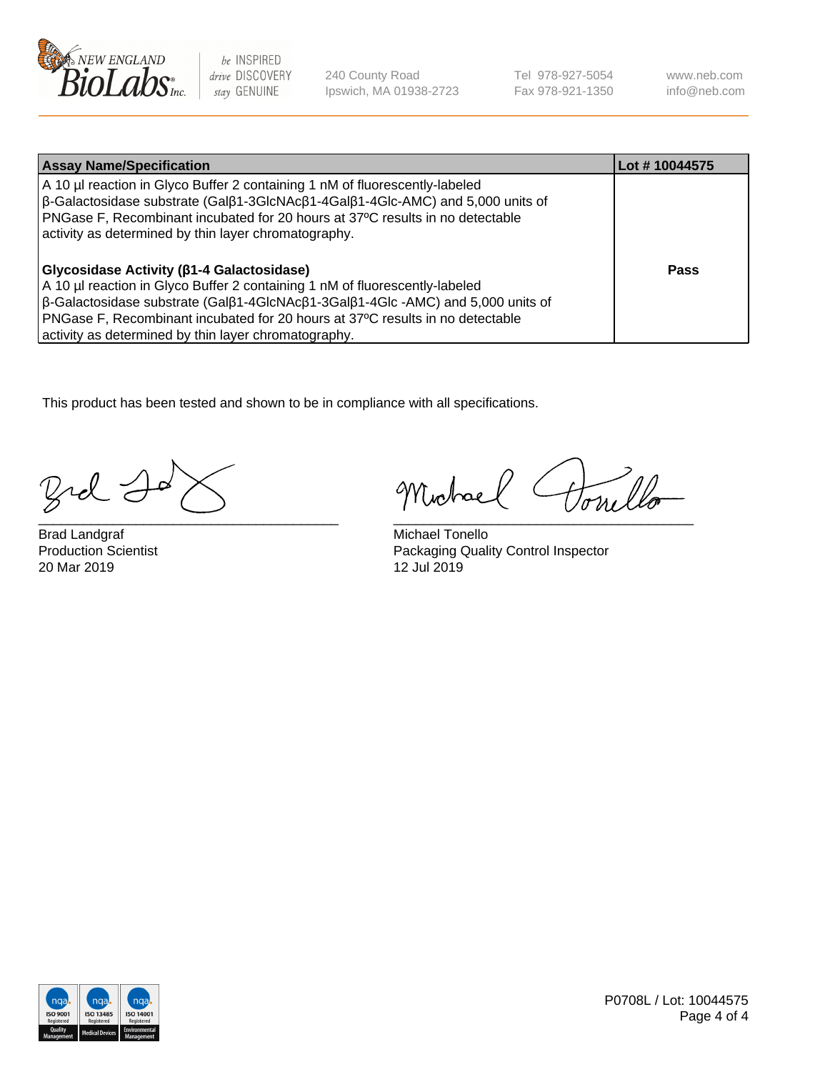| Assay Name/Specification | Lot # 10044575 |
|---|---|
| A 10 µl reaction in Glyco Buffer 2 containing 1 nM of fluorescently-labeled β-Galactosidase substrate (Galβ1-3GlcNAcβ1-4Galβ1-4Glc-AMC) and 5,000 units of PNGase F, Recombinant incubated for 20 hours at 37ºC results in no detectable activity as determined by thin layer chromatography. | |
| **Glycosidase Activity (β1-4 Galactosidase)** A 10 µl reaction in Glyco Buffer 2 containing 1 nM of fluorescently-labeled β-Galactosidase substrate (Galβ1-4GlcNAcβ1-3Galβ1-4Glc -AMC) and 5,000 units of PNGase F, Recombinant incubated for 20 hours at 37ºC results in no detectable activity as determined by thin layer chromatography. | **Pass** |

This product has been tested and shown to be in compliance with all specifications.

Brad Landgraf
Production Scientist
20 Mar 2019

Michael Tonello
Packaging Quality Control Inspector
12 Jul 2019

P0708L / Lot: 10044575